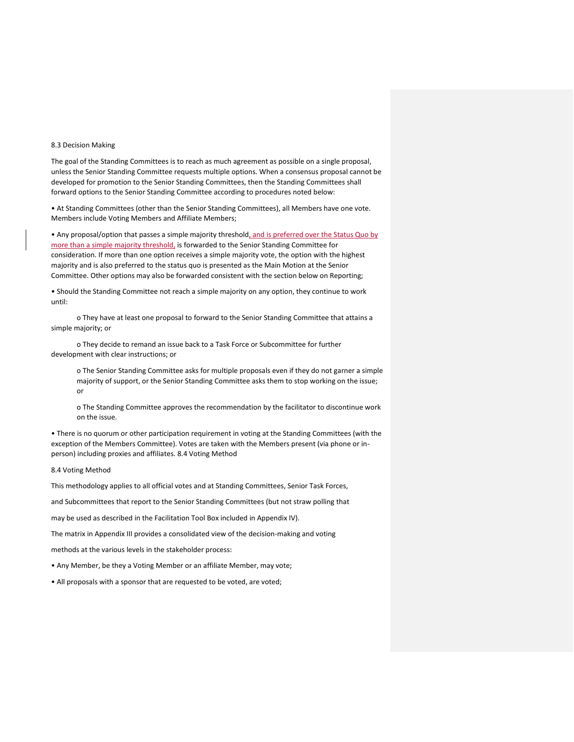8.3 Decision Making

The goal of the Standing Committees is to reach as much agreement as possible on a single proposal, unless the Senior Standing Committee requests multiple options. When a consensus proposal cannot be developed for promotion to the Senior Standing Committees, then the Standing Committees shall forward options to the Senior Standing Committee according to procedures noted below:

- At Standing Committees (other than the Senior Standing Committees), all Members have one vote. Members include Voting Members and Affiliate Members;

- Any proposal/option that passes a simple majority threshold, and is preferred over the Status Quo by more than a simple majority threshold, is forwarded to the Senior Standing Committee for consideration. If more than one option receives a simple majority vote, the option with the highest majority and is also preferred to the status quo is presented as the Main Motion at the Senior Committee. Other options may also be forwarded consistent with the section below on Reporting;

- Should the Standing Committee not reach a simple majority on any option, they continue to work until:

    - They have at least one proposal to forward to the Senior Standing Committee that attains a simple majority; or

    - They decide to remand an issue back to a Task Force or Subcommittee for further development with clear instructions; or

    - The Senior Standing Committee asks for multiple proposals even if they do not garner a simple majority of support, or the Senior Standing Committee asks them to stop working on the issue; or

    - The Standing Committee approves the recommendation by the facilitator to discontinue work on the issue.

- There is no quorum or other participation requirement in voting at the Standing Committees (with the exception of the Members Committee). Votes are taken with the Members present (via phone or in-person) including proxies and affiliates. 8.4 Voting Method

8.4 Voting Method

This methodology applies to all official votes and at Standing Committees, Senior Task Forces, and Subcommittees that report to the Senior Standing Committees (but not straw polling that may be used as described in the Facilitation Tool Box included in Appendix IV).

The matrix in Appendix III provides a consolidated view of the decision-making and voting methods at the various levels in the stakeholder process:

- Any Member, be they a Voting Member or an affiliate Member, may vote;

- All proposals with a sponsor that are requested to be voted, are voted;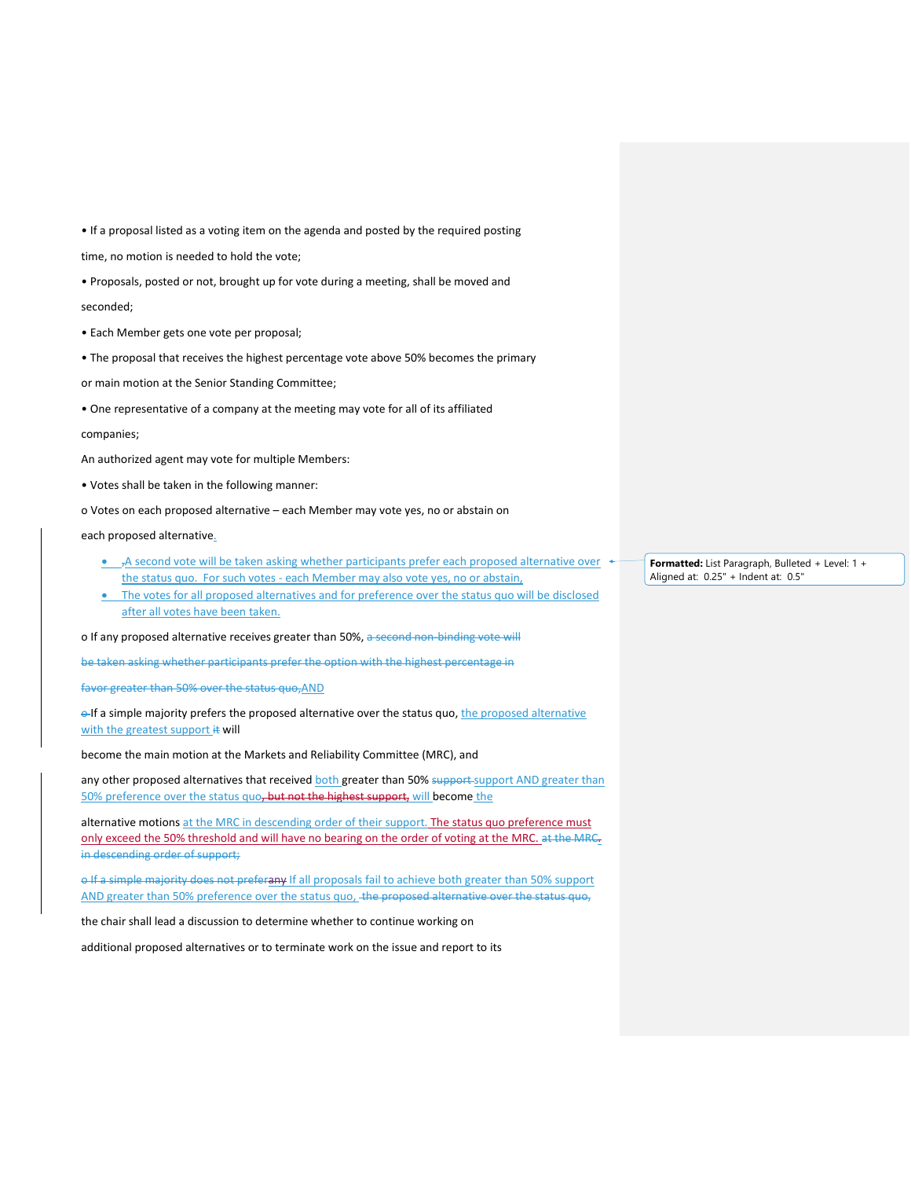- If a proposal listed as a voting item on the agenda and posted by the required posting time, no motion is needed to hold the vote;
- Proposals, posted or not, brought up for vote during a meeting, shall be moved and seconded;
- Each Member gets one vote per proposal;
- The proposal that receives the highest percentage vote above 50% becomes the primary or main motion at the Senior Standing Committee;
- One representative of a company at the meeting may vote for all of its affiliated companies;

An authorized agent may vote for multiple Members:

- Votes shall be taken in the following manner:

o Votes on each proposed alternative – each Member may vote yes, no or abstain on each proposed alternative.

- ~~,~~A second vote will be taken asking whether participants prefer each proposed alternative over the status quo. For such votes - each Member may also vote yes, no or abstain,
- The votes for all proposed alternatives and for preference over the status quo will be disclosed after all votes have been taken.

o If any proposed alternative receives greater than 50%, ~~a second non-binding vote will be taken asking whether participants prefer the option with the highest percentage in favor greater than 50% over the status quo,~~AND

~~o~~ If a simple majority prefers the proposed alternative over the status quo, the proposed alternative with the greatest support ~~it~~ will become the main motion at the Markets and Reliability Committee (MRC), and any other proposed alternatives that received both greater than 50% ~~support~~ support AND greater than 50% preference over the status quo~~, but not the highest support,~~ will become the alternative motions at the MRC in descending order of their support. The status quo preference must only exceed the 50% threshold and will have no bearing on the order of voting at the MRC. ~~at the MRC, in descending order of support;~~

~~o If a simple majority does not prefer~~~~any~~ If all proposals fail to achieve both greater than 50% support AND greater than 50% preference over the status quo, ~~the proposed alternative over the status quo,~~ the chair shall lead a discussion to determine whether to continue working on additional proposed alternatives or to terminate work on the issue and report to its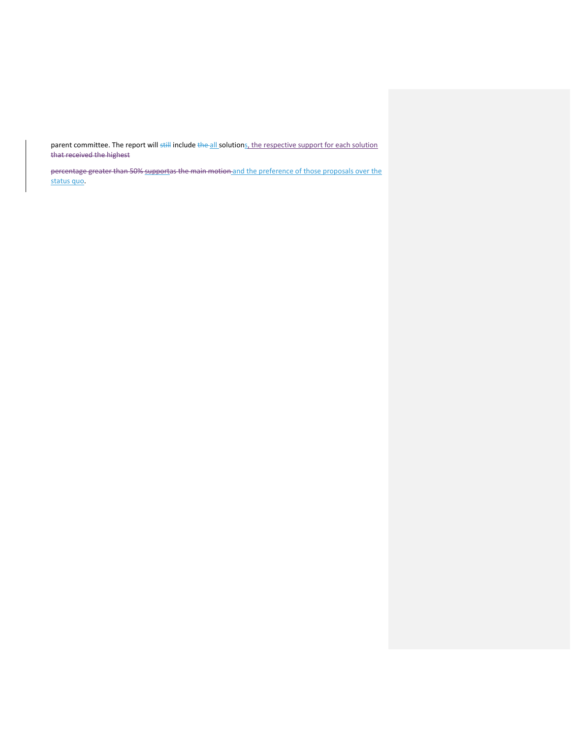parent committee. The report will ~~still~~ include ~~the~~ all solutions, the respective support for each solution ~~that received the highest~~

~~percentage greater than 50% supportas the main motion~~ and the preference of those proposals over the status quo.